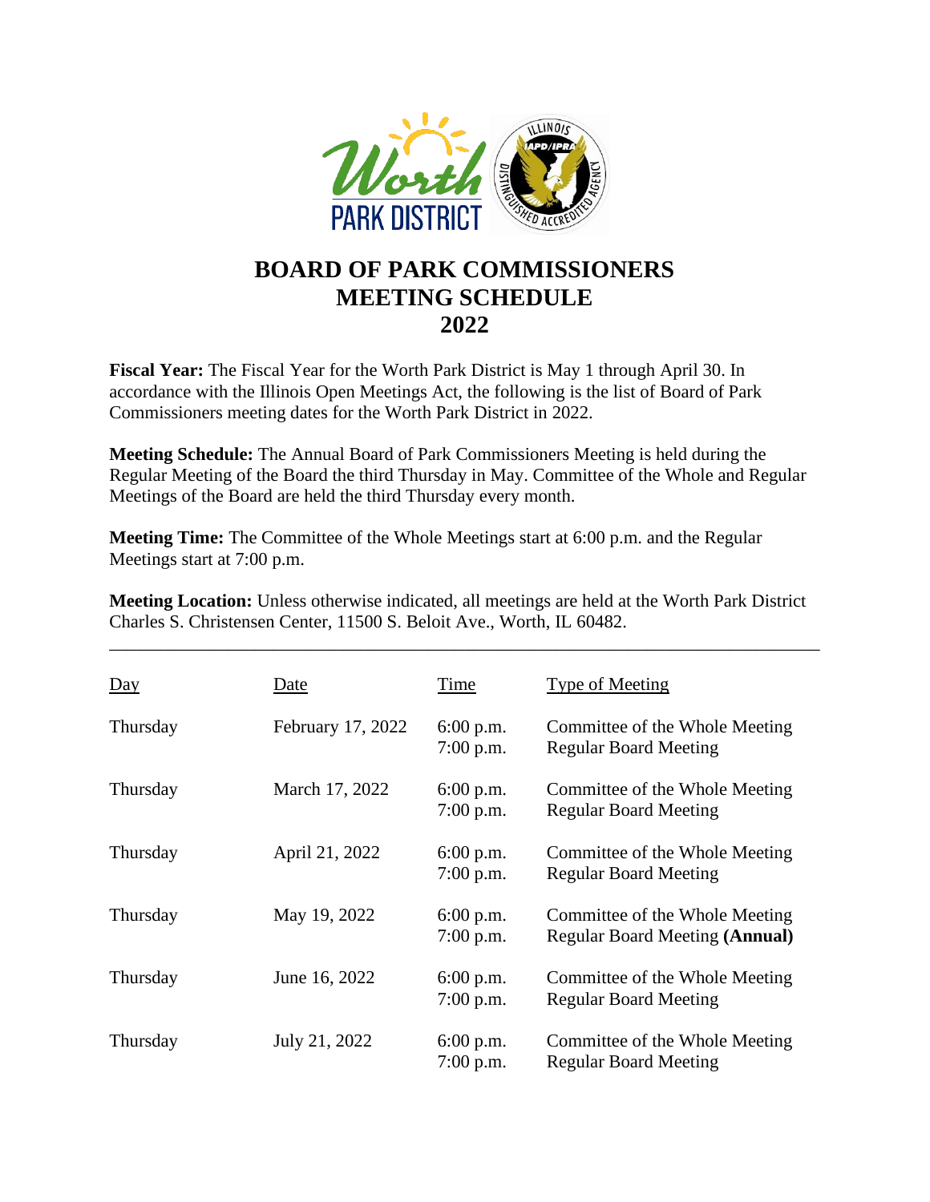# BOARD OF PARK COMMISSIONERS MEETING SCHEDULE 2022

**Fiscal Year:** The Fiscal Year for the Worth Park District is May 1 through April 30. In accordance with the Illinois Open Meetings Act, the following is the list of Board of Park Commissioners meeting dates for the Worth Park District in 2022.

**Meeting Schedule:** The Annual Board of Park Commissioners Meeting is held during the Regular Meeting of the Board the third Thursday in May. Committee of the Whole and Regular Meetings of the Board are held the third Thursday every month.

**Meeting Time:** The Committee of the Whole Meetings start at 6:00 p.m. and the Regular Meetings start at 7:00 p.m.

**Meeting Location:** Unless otherwise indicated, all meetings are held at the Worth Park District Charles S. Christensen Center, 11500 S. Beloit Ave., Worth, IL 60482.

---

| Day | Date | Time | Type of Meeting |
|---|---|---|---|
| Thursday | February 17, 2022 | 6:00 p.m.<br>7:00 p.m. | Committee of the Whole Meeting<br>Regular Board Meeting |
| Thursday | March 17, 2022 | 6:00 p.m.<br>7:00 p.m. | Committee of the Whole Meeting<br>Regular Board Meeting |
| Thursday | April 21, 2022 | 6:00 p.m.<br>7:00 p.m. | Committee of the Whole Meeting<br>Regular Board Meeting |
| Thursday | May 19, 2022 | 6:00 p.m.<br>7:00 p.m. | Committee of the Whole Meeting<br>Regular Board Meeting **(Annual)** |
| Thursday | June 16, 2022 | 6:00 p.m.<br>7:00 p.m. | Committee of the Whole Meeting<br>Regular Board Meeting |
| Thursday | July 21, 2022 | 6:00 p.m.<br>7:00 p.m. | Committee of the Whole Meeting<br>Regular Board Meeting |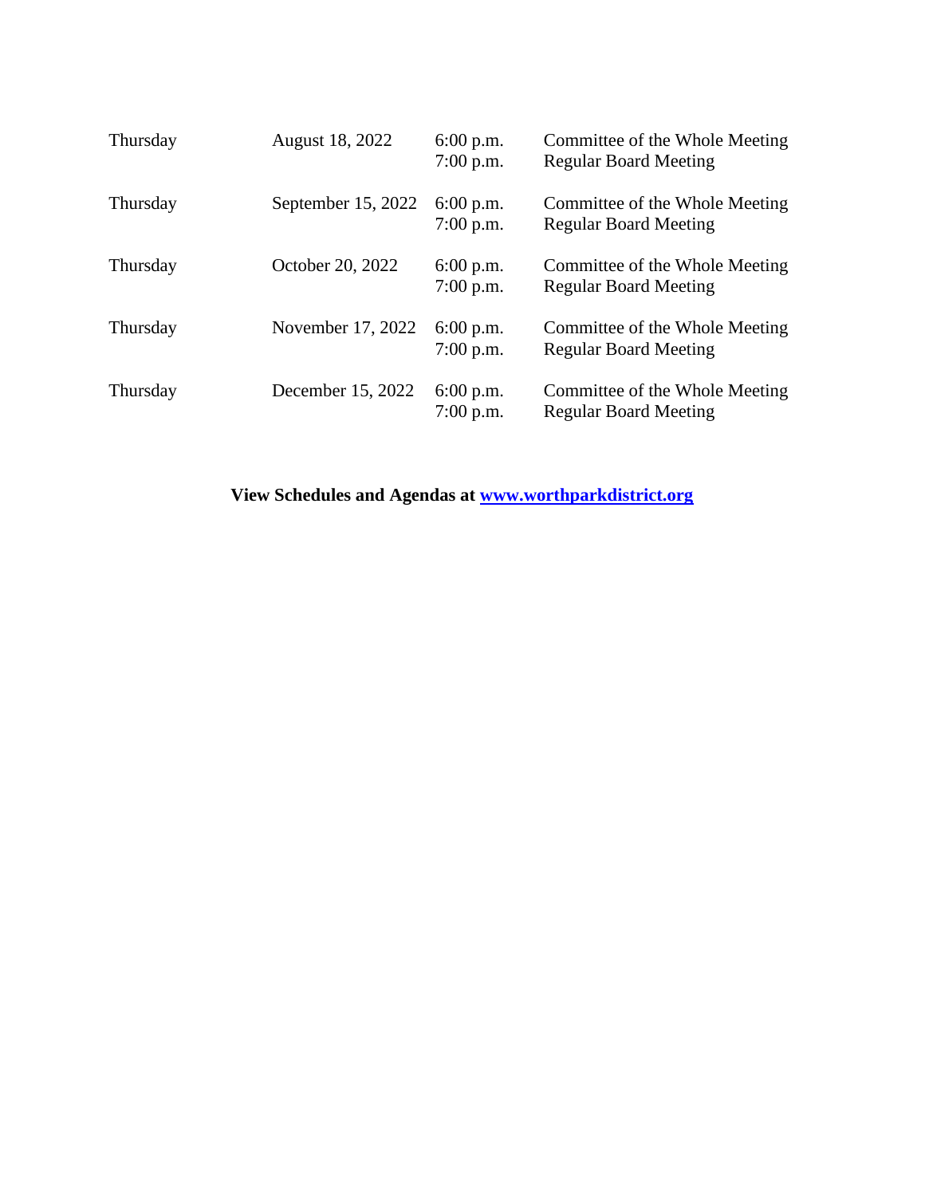| | | | |
|---|---|---|---|
| Thursday | August 18, 2022 | 6:00 p.m.<br>7:00 p.m. | Committee of the Whole Meeting<br>Regular Board Meeting |
| Thursday | September 15, 2022 | 6:00 p.m.<br>7:00 p.m. | Committee of the Whole Meeting<br>Regular Board Meeting |
| Thursday | October 20, 2022 | 6:00 p.m.<br>7:00 p.m. | Committee of the Whole Meeting<br>Regular Board Meeting |
| Thursday | November 17, 2022 | 6:00 p.m.<br>7:00 p.m. | Committee of the Whole Meeting<br>Regular Board Meeting |
| Thursday | December 15, 2022 | 6:00 p.m.<br>7:00 p.m. | Committee of the Whole Meeting<br>Regular Board Meeting |

**View Schedules and Agendas at [www.worthparkdistrict.org](http://www.worthparkdistrict.org)**